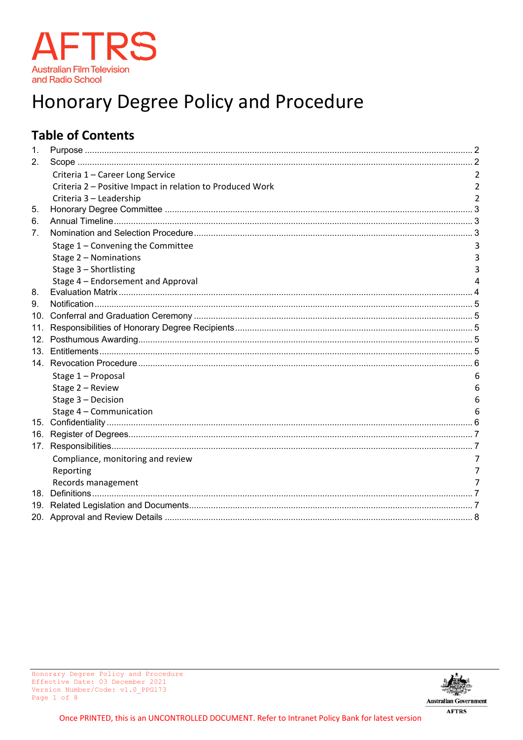AFTRS
Australian Film Television and Radio School

# Honorary Degree Policy and Procedure

## Table of Contents

1. Purpose .......... 2
2. Scope .......... 2
   - Criteria 1 – Career Long Service 2
   - Criteria 2 – Positive Impact in relation to Produced Work 2
   - Criteria 3 – Leadership 2
5. Honorary Degree Committee .......... 3
6. Annual Timeline .......... 3
7. Nomination and Selection Procedure .......... 3
   - Stage 1 – Convening the Committee 3
   - Stage 2 – Nominations 3
   - Stage 3 – Shortlisting 3
   - Stage 4 – Endorsement and Approval 4
8. Evaluation Matrix .......... 4
9. Notification .......... 5
10. Conferral and Graduation Ceremony .......... 5
11. Responsibilities of Honorary Degree Recipients .......... 5
12. Posthumous Awarding .......... 5
13. Entitlements .......... 5
14. Revocation Procedure .......... 6
    - Stage 1 – Proposal 6
    - Stage 2 – Review 6
    - Stage 3 – Decision 6
    - Stage 4 – Communication 6
15. Confidentiality .......... 6
16. Register of Degrees .......... 7
17. Responsibilities .......... 7
    - Compliance, monitoring and review 7
    - Reporting 7
    - Records management 7
18. Definitions .......... 7
19. Related Legislation and Documents .......... 7
20. Approval and Review Details .......... 8

Once PRINTED, this is an UNCONTROLLED DOCUMENT. Refer to Intranet Policy Bank for latest version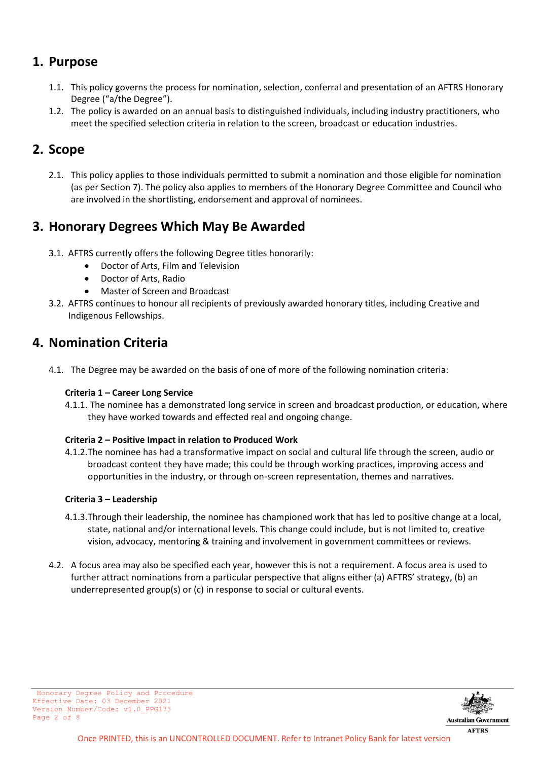## 1. Purpose

1.1. This policy governs the process for nomination, selection, conferral and presentation of an AFTRS Honorary Degree ("a/the Degree").

1.2. The policy is awarded on an annual basis to distinguished individuals, including industry practitioners, who meet the specified selection criteria in relation to the screen, broadcast or education industries.

## 2. Scope

2.1. This policy applies to those individuals permitted to submit a nomination and those eligible for nomination (as per Section 7). The policy also applies to members of the Honorary Degree Committee and Council who are involved in the shortlisting, endorsement and approval of nominees.

## 3. Honorary Degrees Which May Be Awarded

3.1. AFTRS currently offers the following Degree titles honorarily:

- Doctor of Arts, Film and Television
- Doctor of Arts, Radio
- Master of Screen and Broadcast

3.2. AFTRS continues to honour all recipients of previously awarded honorary titles, including Creative and Indigenous Fellowships.

## 4. Nomination Criteria

4.1. The Degree may be awarded on the basis of one of more of the following nomination criteria:

**Criteria 1 – Career Long Service**

4.1.1. The nominee has a demonstrated long service in screen and broadcast production, or education, where they have worked towards and effected real and ongoing change.

**Criteria 2 – Positive Impact in relation to Produced Work**

4.1.2. The nominee has had a transformative impact on social and cultural life through the screen, audio or broadcast content they have made; this could be through working practices, improving access and opportunities in the industry, or through on-screen representation, themes and narratives.

**Criteria 3 – Leadership**

4.1.3. Through their leadership, the nominee has championed work that has led to positive change at a local, state, national and/or international levels. This change could include, but is not limited to, creative vision, advocacy, mentoring & training and involvement in government committees or reviews.

4.2. A focus area may also be specified each year, however this is not a requirement. A focus area is used to further attract nominations from a particular perspective that aligns either (a) AFTRS' strategy, (b) an underrepresented group(s) or (c) in response to social or cultural events.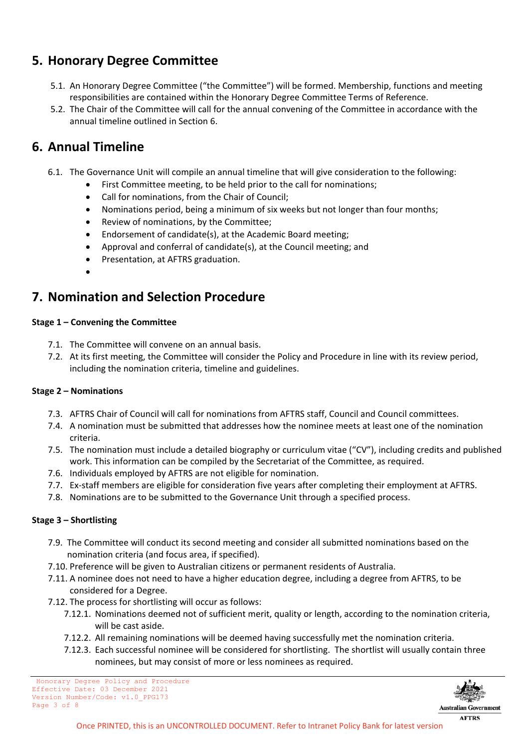## 5. Honorary Degree Committee

5.1. An Honorary Degree Committee ("the Committee") will be formed. Membership, functions and meeting responsibilities are contained within the Honorary Degree Committee Terms of Reference.

5.2. The Chair of the Committee will call for the annual convening of the Committee in accordance with the annual timeline outlined in Section 6.

## 6. Annual Timeline

6.1. The Governance Unit will compile an annual timeline that will give consideration to the following:

- First Committee meeting, to be held prior to the call for nominations;
- Call for nominations, from the Chair of Council;
- Nominations period, being a minimum of six weeks but not longer than four months;
- Review of nominations, by the Committee;
- Endorsement of candidate(s), at the Academic Board meeting;
- Approval and conferral of candidate(s), at the Council meeting; and
- Presentation, at AFTRS graduation.
-

## 7. Nomination and Selection Procedure

**Stage 1 – Convening the Committee**

7.1. The Committee will convene on an annual basis.

7.2. At its first meeting, the Committee will consider the Policy and Procedure in line with its review period, including the nomination criteria, timeline and guidelines.

**Stage 2 – Nominations**

7.3. AFTRS Chair of Council will call for nominations from AFTRS staff, Council and Council committees.

7.4. A nomination must be submitted that addresses how the nominee meets at least one of the nomination criteria.

7.5. The nomination must include a detailed biography or curriculum vitae ("CV"), including credits and published work. This information can be compiled by the Secretariat of the Committee, as required.

7.6. Individuals employed by AFTRS are not eligible for nomination.

7.7. Ex-staff members are eligible for consideration five years after completing their employment at AFTRS.

7.8. Nominations are to be submitted to the Governance Unit through a specified process.

**Stage 3 – Shortlisting**

7.9. The Committee will conduct its second meeting and consider all submitted nominations based on the nomination criteria (and focus area, if specified).

7.10. Preference will be given to Australian citizens or permanent residents of Australia.

7.11. A nominee does not need to have a higher education degree, including a degree from AFTRS, to be considered for a Degree.

7.12. The process for shortlisting will occur as follows:

7.12.1. Nominations deemed not of sufficient merit, quality or length, according to the nomination criteria, will be cast aside.

7.12.2. All remaining nominations will be deemed having successfully met the nomination criteria.

7.12.3. Each successful nominee will be considered for shortlisting. The shortlist will usually contain three nominees, but may consist of more or less nominees as required.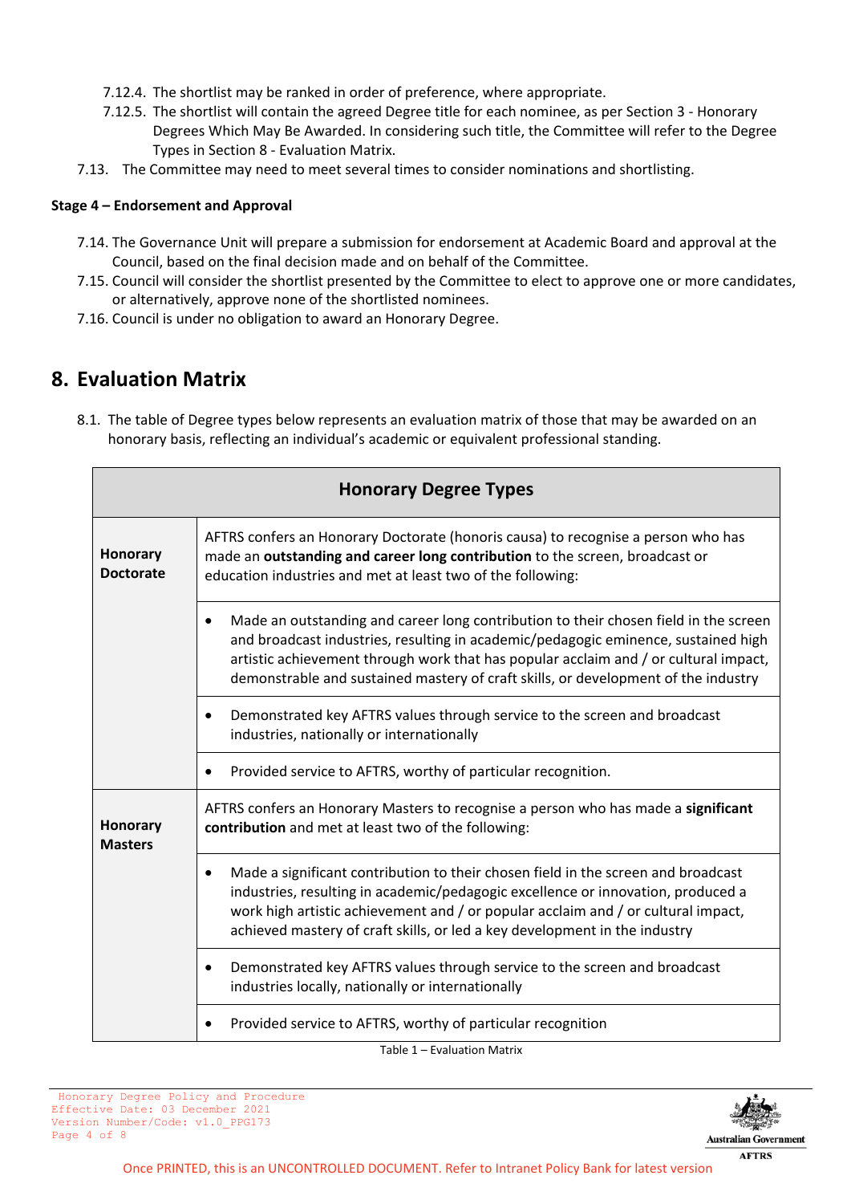7.12.4. The shortlist may be ranked in order of preference, where appropriate.

7.12.5. The shortlist will contain the agreed Degree title for each nominee, as per Section 3 - Honorary Degrees Which May Be Awarded. In considering such title, the Committee will refer to the Degree Types in Section 8 - Evaluation Matrix.

7.13. The Committee may need to meet several times to consider nominations and shortlisting.

**Stage 4 – Endorsement and Approval**

7.14. The Governance Unit will prepare a submission for endorsement at Academic Board and approval at the Council, based on the final decision made and on behalf of the Committee.

7.15. Council will consider the shortlist presented by the Committee to elect to approve one or more candidates, or alternatively, approve none of the shortlisted nominees.

7.16. Council is under no obligation to award an Honorary Degree.

## 8. Evaluation Matrix

8.1. The table of Degree types below represents an evaluation matrix of those that may be awarded on an honorary basis, reflecting an individual's academic or equivalent professional standing.

| Honorary Degree Types | |
|---|---|
| **Honorary Doctorate** | AFTRS confers an Honorary Doctorate (honoris causa) to recognise a person who has made an **outstanding and career long contribution** to the screen, broadcast or education industries and met at least two of the following: |
| | • Made an outstanding and career long contribution to their chosen field in the screen and broadcast industries, resulting in academic/pedagogic eminence, sustained high artistic achievement through work that has popular acclaim and / or cultural impact, demonstrable and sustained mastery of craft skills, or development of the industry |
| | • Demonstrated key AFTRS values through service to the screen and broadcast industries, nationally or internationally |
| | • Provided service to AFTRS, worthy of particular recognition. |
| **Honorary Masters** | AFTRS confers an Honorary Masters to recognise a person who has made a **significant contribution** and met at least two of the following: |
| | • Made a significant contribution to their chosen field in the screen and broadcast industries, resulting in academic/pedagogic excellence or innovation, produced a work high artistic achievement and / or popular acclaim and / or cultural impact, achieved mastery of craft skills, or led a key development in the industry |
| | • Demonstrated key AFTRS values through service to the screen and broadcast industries locally, nationally or internationally |
| | • Provided service to AFTRS, worthy of particular recognition |

Table 1 – Evaluation Matrix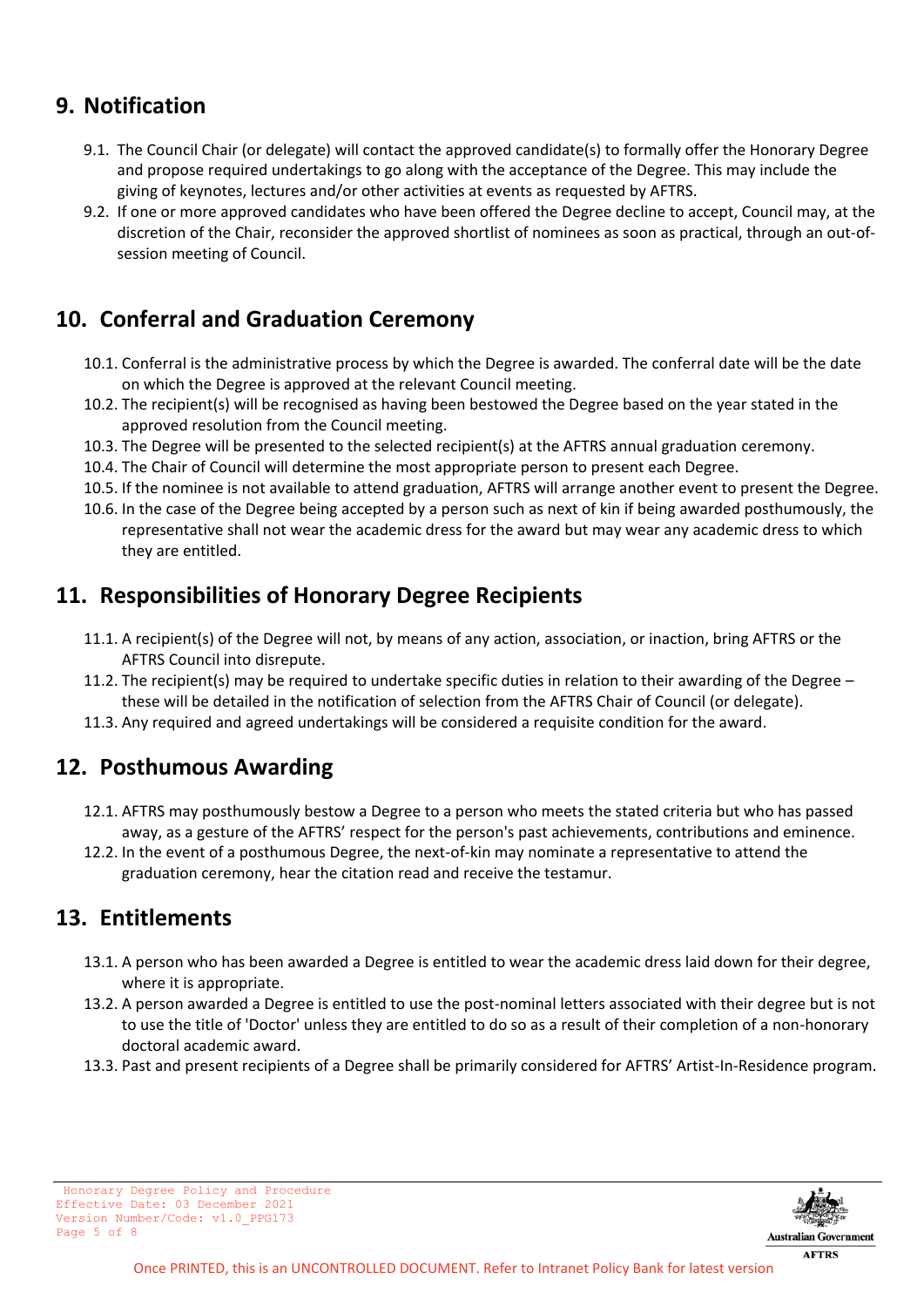## 9. Notification

9.1. The Council Chair (or delegate) will contact the approved candidate(s) to formally offer the Honorary Degree and propose required undertakings to go along with the acceptance of the Degree. This may include the giving of keynotes, lectures and/or other activities at events as requested by AFTRS.

9.2. If one or more approved candidates who have been offered the Degree decline to accept, Council may, at the discretion of the Chair, reconsider the approved shortlist of nominees as soon as practical, through an out-of-session meeting of Council.

## 10. Conferral and Graduation Ceremony

10.1. Conferral is the administrative process by which the Degree is awarded. The conferral date will be the date on which the Degree is approved at the relevant Council meeting.

10.2. The recipient(s) will be recognised as having been bestowed the Degree based on the year stated in the approved resolution from the Council meeting.

10.3. The Degree will be presented to the selected recipient(s) at the AFTRS annual graduation ceremony.

10.4. The Chair of Council will determine the most appropriate person to present each Degree.

10.5. If the nominee is not available to attend graduation, AFTRS will arrange another event to present the Degree.

10.6. In the case of the Degree being accepted by a person such as next of kin if being awarded posthumously, the representative shall not wear the academic dress for the award but may wear any academic dress to which they are entitled.

## 11. Responsibilities of Honorary Degree Recipients

11.1. A recipient(s) of the Degree will not, by means of any action, association, or inaction, bring AFTRS or the AFTRS Council into disrepute.

11.2. The recipient(s) may be required to undertake specific duties in relation to their awarding of the Degree – these will be detailed in the notification of selection from the AFTRS Chair of Council (or delegate).

11.3. Any required and agreed undertakings will be considered a requisite condition for the award.

## 12. Posthumous Awarding

12.1. AFTRS may posthumously bestow a Degree to a person who meets the stated criteria but who has passed away, as a gesture of the AFTRS' respect for the person's past achievements, contributions and eminence.

12.2. In the event of a posthumous Degree, the next-of-kin may nominate a representative to attend the graduation ceremony, hear the citation read and receive the testamur.

## 13. Entitlements

13.1. A person who has been awarded a Degree is entitled to wear the academic dress laid down for their degree, where it is appropriate.

13.2. A person awarded a Degree is entitled to use the post-nominal letters associated with their degree but is not to use the title of 'Doctor' unless they are entitled to do so as a result of their completion of a non-honorary doctoral academic award.

13.3. Past and present recipients of a Degree shall be primarily considered for AFTRS' Artist-In-Residence program.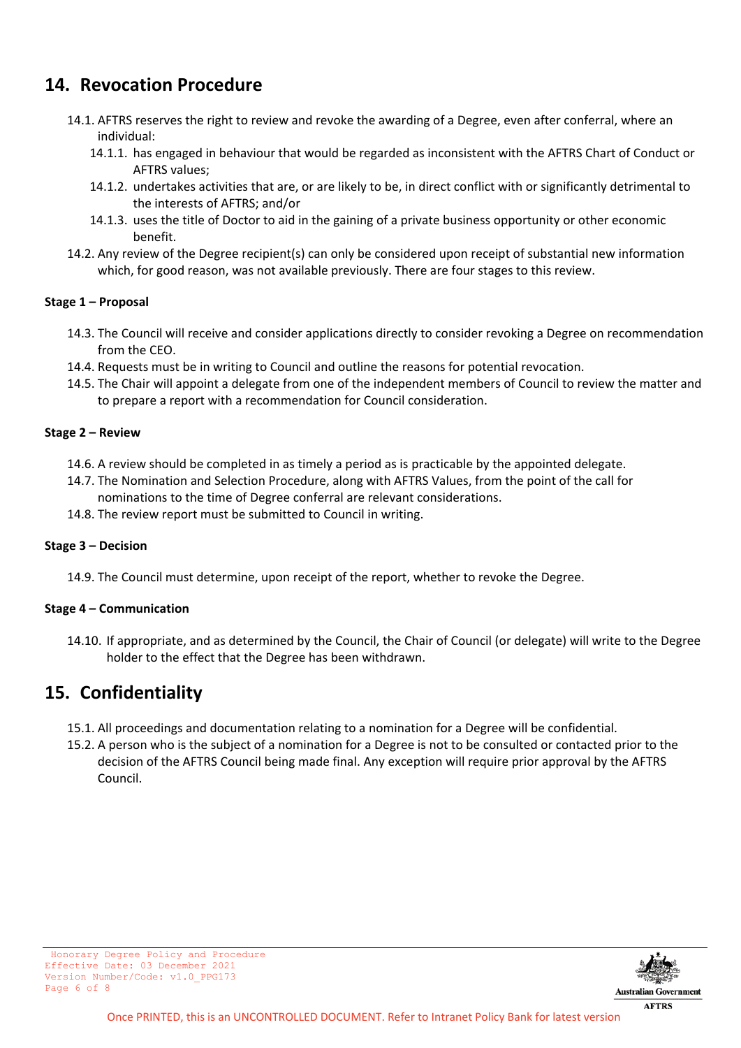## 14. Revocation Procedure

14.1. AFTRS reserves the right to review and revoke the awarding of a Degree, even after conferral, where an individual:

- 14.1.1. has engaged in behaviour that would be regarded as inconsistent with the AFTRS Chart of Conduct or AFTRS values;
- 14.1.2. undertakes activities that are, or are likely to be, in direct conflict with or significantly detrimental to the interests of AFTRS; and/or
- 14.1.3. uses the title of Doctor to aid in the gaining of a private business opportunity or other economic benefit.

14.2. Any review of the Degree recipient(s) can only be considered upon receipt of substantial new information which, for good reason, was not available previously. There are four stages to this review.

**Stage 1 – Proposal**

14.3. The Council will receive and consider applications directly to consider revoking a Degree on recommendation from the CEO.

14.4. Requests must be in writing to Council and outline the reasons for potential revocation.

14.5. The Chair will appoint a delegate from one of the independent members of Council to review the matter and to prepare a report with a recommendation for Council consideration.

**Stage 2 – Review**

14.6. A review should be completed in as timely a period as is practicable by the appointed delegate.

14.7. The Nomination and Selection Procedure, along with AFTRS Values, from the point of the call for nominations to the time of Degree conferral are relevant considerations.

14.8. The review report must be submitted to Council in writing.

**Stage 3 – Decision**

14.9. The Council must determine, upon receipt of the report, whether to revoke the Degree.

**Stage 4 – Communication**

14.10. If appropriate, and as determined by the Council, the Chair of Council (or delegate) will write to the Degree holder to the effect that the Degree has been withdrawn.

## 15. Confidentiality

15.1. All proceedings and documentation relating to a nomination for a Degree will be confidential.

15.2. A person who is the subject of a nomination for a Degree is not to be consulted or contacted prior to the decision of the AFTRS Council being made final. Any exception will require prior approval by the AFTRS Council.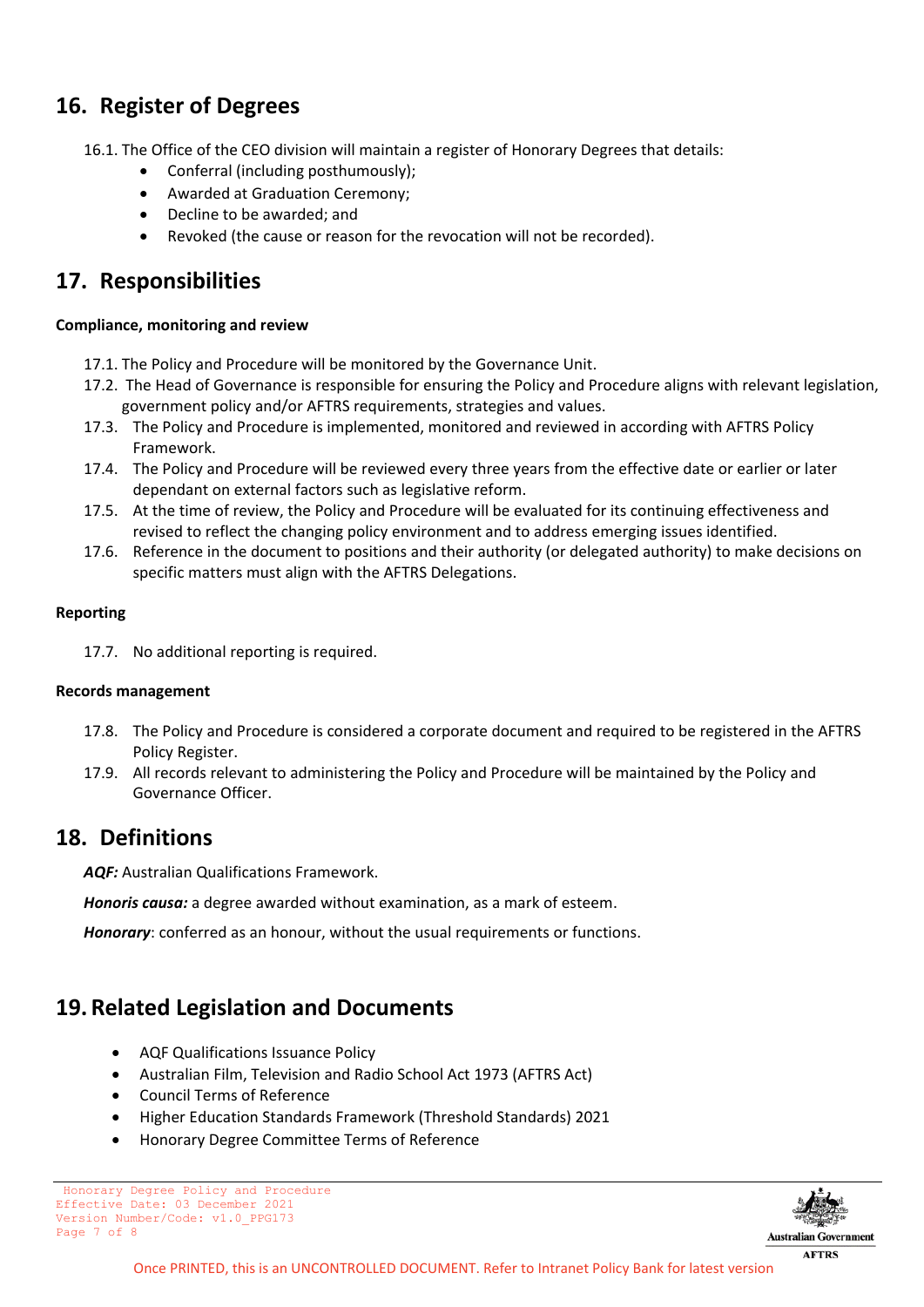## 16. Register of Degrees

16.1. The Office of the CEO division will maintain a register of Honorary Degrees that details:

- Conferral (including posthumously);
- Awarded at Graduation Ceremony;
- Decline to be awarded; and
- Revoked (the cause or reason for the revocation will not be recorded).

## 17. Responsibilities

**Compliance, monitoring and review**

17.1. The Policy and Procedure will be monitored by the Governance Unit.

17.2. The Head of Governance is responsible for ensuring the Policy and Procedure aligns with relevant legislation, government policy and/or AFTRS requirements, strategies and values.

17.3. The Policy and Procedure is implemented, monitored and reviewed in according with AFTRS Policy Framework.

17.4. The Policy and Procedure will be reviewed every three years from the effective date or earlier or later dependant on external factors such as legislative reform.

17.5. At the time of review, the Policy and Procedure will be evaluated for its continuing effectiveness and revised to reflect the changing policy environment and to address emerging issues identified.

17.6. Reference in the document to positions and their authority (or delegated authority) to make decisions on specific matters must align with the AFTRS Delegations.

**Reporting**

17.7. No additional reporting is required.

**Records management**

17.8. The Policy and Procedure is considered a corporate document and required to be registered in the AFTRS Policy Register.

17.9. All records relevant to administering the Policy and Procedure will be maintained by the Policy and Governance Officer.

## 18. Definitions

***AQF:*** Australian Qualifications Framework.

***Honoris causa:*** a degree awarded without examination, as a mark of esteem.

***Honorary***: conferred as an honour, without the usual requirements or functions.

## 19. Related Legislation and Documents

- AQF Qualifications Issuance Policy
- Australian Film, Television and Radio School Act 1973 (AFTRS Act)
- Council Terms of Reference
- Higher Education Standards Framework (Threshold Standards) 2021
- Honorary Degree Committee Terms of Reference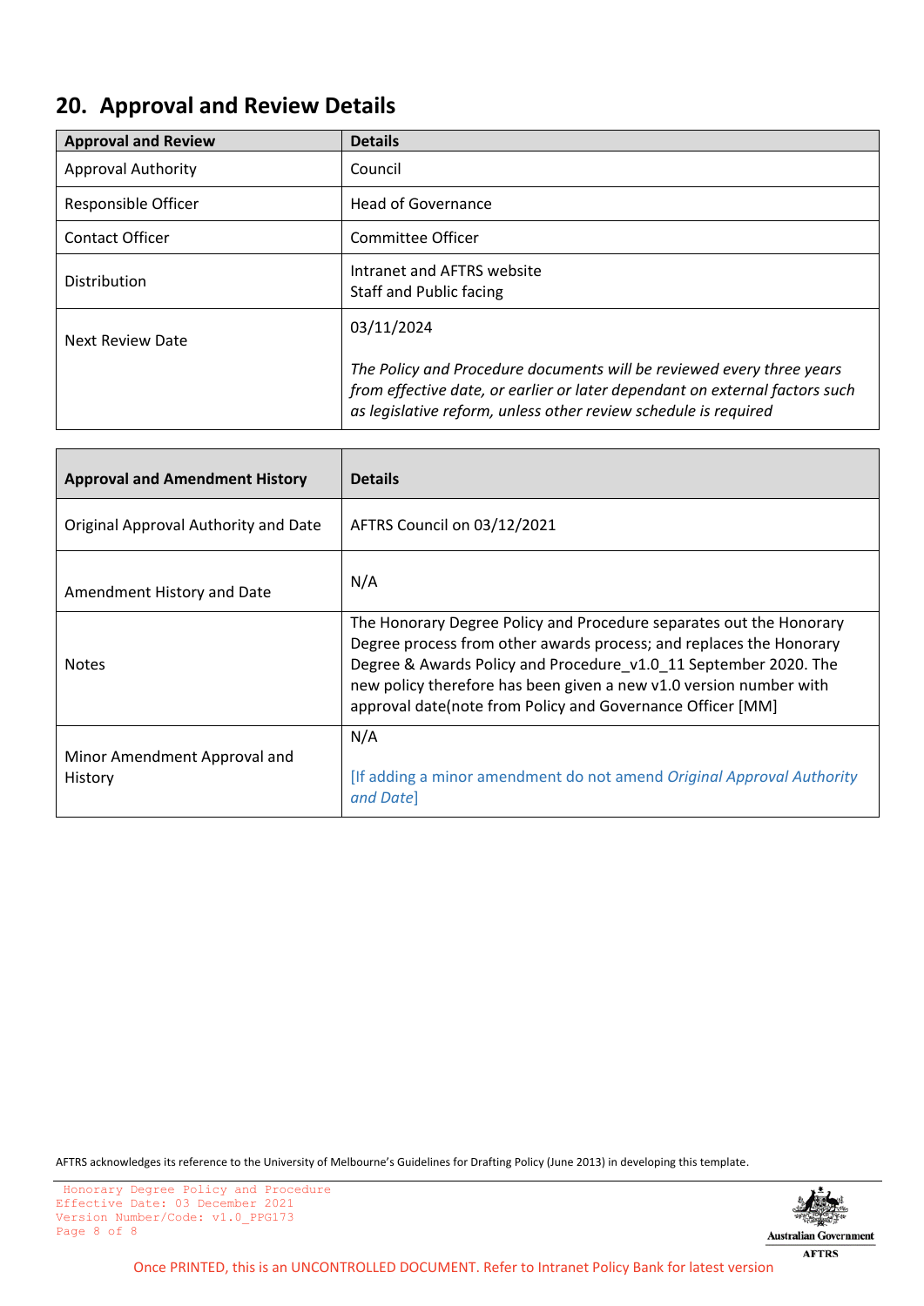## 20. Approval and Review Details

| Approval and Review | Details |
|---|---|
| Approval Authority | Council |
| Responsible Officer | Head of Governance |
| Contact Officer | Committee Officer |
| Distribution | Intranet and AFTRS website<br>Staff and Public facing |
| Next Review Date | 03/11/2024<br><br>*The Policy and Procedure documents will be reviewed every three years from effective date, or earlier or later dependant on external factors such as legislative reform, unless other review schedule is required* |

| Approval and Amendment History | Details |
|---|---|
| Original Approval Authority and Date | AFTRS Council on 03/12/2021 |
| Amendment History and Date | N/A |
| Notes | The Honorary Degree Policy and Procedure separates out the Honorary Degree process from other awards process; and replaces the Honorary Degree & Awards Policy and Procedure_v1.0_11 September 2020. The new policy therefore has been given a new v1.0 version number with approval date(note from Policy and Governance Officer [MM] |
| Minor Amendment Approval and History | N/A<br><br>[If adding a minor amendment do not amend *Original Approval Authority and Date*] |

AFTRS acknowledges its reference to the University of Melbourne's Guidelines for Drafting Policy (June 2013) in developing this template.